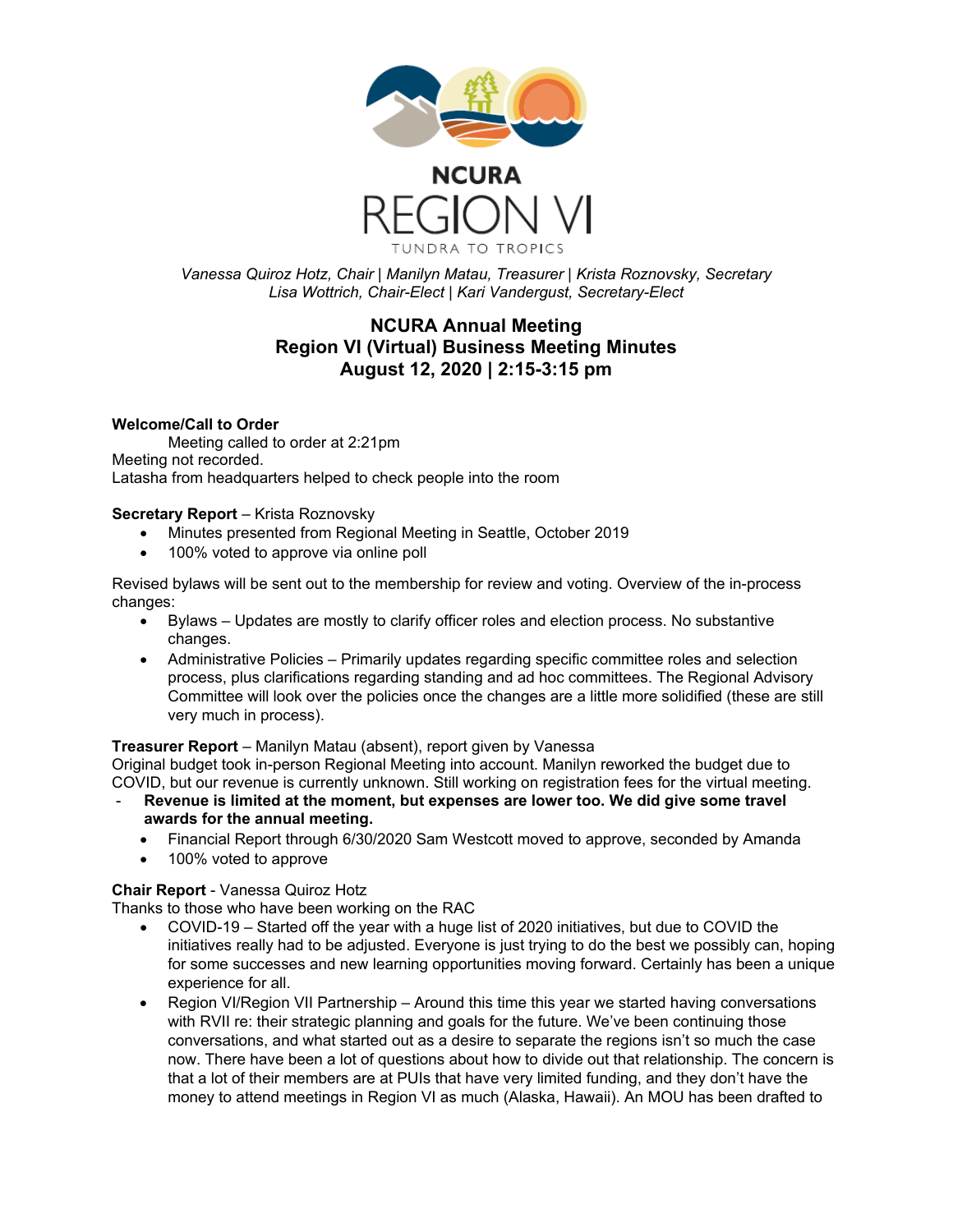NCURA

REGION VI

TUNDRA TO TROPICS

*Vanessa Quiroz Hotz, Chair | Manilyn Matau, Treasurer | Krista Roznovsky, Secretary*
*Lisa Wottrich, Chair-Elect | Kari Vandergust, Secretary-Elect*

## NCURA Annual Meeting
## Region VI (Virtual) Business Meeting Minutes
## August 12, 2020 | 2:15-3:15 pm

**Welcome/Call to Order**

Meeting called to order at 2:21pm

Meeting not recorded.

Latasha from headquarters helped to check people into the room

**Secretary Report** – Krista Roznovsky

- Minutes presented from Regional Meeting in Seattle, October 2019
- 100% voted to approve via online poll

Revised bylaws will be sent out to the membership for review and voting. Overview of the in-process changes:

- Bylaws – Updates are mostly to clarify officer roles and election process. No substantive changes.
- Administrative Policies – Primarily updates regarding specific committee roles and selection process, plus clarifications regarding standing and ad hoc committees. The Regional Advisory Committee will look over the policies once the changes are a little more solidified (these are still very much in process).

**Treasurer Report** – Manilyn Matau (absent), report given by Vanessa

Original budget took in-person Regional Meeting into account. Manilyn reworked the budget due to COVID, but our revenue is currently unknown. Still working on registration fees for the virtual meeting.

- **Revenue is limited at the moment, but expenses are lower too. We did give some travel awards for the annual meeting.**
  - Financial Report through 6/30/2020 Sam Westcott moved to approve, seconded by Amanda
  - 100% voted to approve

**Chair Report** - Vanessa Quiroz Hotz

Thanks to those who have been working on the RAC

- COVID-19 – Started off the year with a huge list of 2020 initiatives, but due to COVID the initiatives really had to be adjusted. Everyone is just trying to do the best we possibly can, hoping for some successes and new learning opportunities moving forward. Certainly has been a unique experience for all.
- Region VI/Region VII Partnership – Around this time this year we started having conversations with RVII re: their strategic planning and goals for the future. We've been continuing those conversations, and what started out as a desire to separate the regions isn't so much the case now. There have been a lot of questions about how to divide out that relationship. The concern is that a lot of their members are at PUIs that have very limited funding, and they don't have the money to attend meetings in Region VI as much (Alaska, Hawaii). An MOU has been drafted to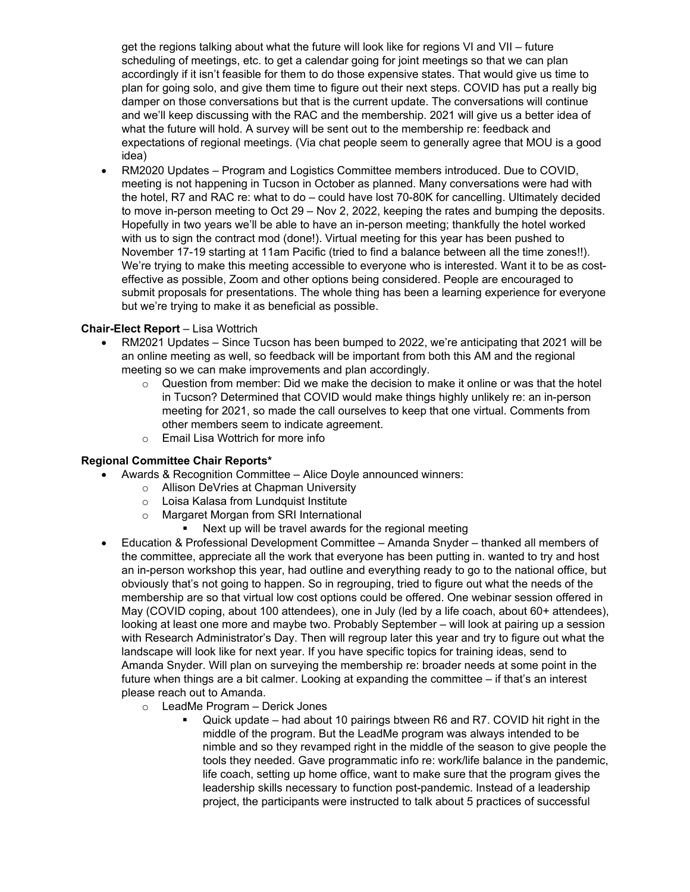get the regions talking about what the future will look like for regions VI and VII – future scheduling of meetings, etc. to get a calendar going for joint meetings so that we can plan accordingly if it isn't feasible for them to do those expensive states. That would give us time to plan for going solo, and give them time to figure out their next steps. COVID has put a really big damper on those conversations but that is the current update. The conversations will continue and we'll keep discussing with the RAC and the membership. 2021 will give us a better idea of what the future will hold. A survey will be sent out to the membership re: feedback and expectations of regional meetings. (Via chat people seem to generally agree that MOU is a good idea)

- RM2020 Updates – Program and Logistics Committee members introduced. Due to COVID, meeting is not happening in Tucson in October as planned. Many conversations were had with the hotel, R7 and RAC re: what to do – could have lost 70-80K for cancelling. Ultimately decided to move in-person meeting to Oct 29 – Nov 2, 2022, keeping the rates and bumping the deposits. Hopefully in two years we'll be able to have an in-person meeting; thankfully the hotel worked with us to sign the contract mod (done!). Virtual meeting for this year has been pushed to November 17-19 starting at 11am Pacific (tried to find a balance between all the time zones!!). We're trying to make this meeting accessible to everyone who is interested. Want it to be as cost-effective as possible, Zoom and other options being considered. People are encouraged to submit proposals for presentations. The whole thing has been a learning experience for everyone but we're trying to make it as beneficial as possible.

**Chair-Elect Report** – Lisa Wottrich

- RM2021 Updates – Since Tucson has been bumped to 2022, we're anticipating that 2021 will be an online meeting as well, so feedback will be important from both this AM and the regional meeting so we can make improvements and plan accordingly.
  - Question from member: Did we make the decision to make it online or was that the hotel in Tucson? Determined that COVID would make things highly unlikely re: an in-person meeting for 2021, so made the call ourselves to keep that one virtual. Comments from other members seem to indicate agreement.
  - Email Lisa Wottrich for more info

**Regional Committee Chair Reports***

- Awards & Recognition Committee – Alice Doyle announced winners:
  - Allison DeVries at Chapman University
  - Loisa Kalasa from Lundquist Institute
  - Margaret Morgan from SRI International
    - Next up will be travel awards for the regional meeting
- Education & Professional Development Committee – Amanda Snyder – thanked all members of the committee, appreciate all the work that everyone has been putting in. wanted to try and host an in-person workshop this year, had outline and everything ready to go to the national office, but obviously that's not going to happen. So in regrouping, tried to figure out what the needs of the membership are so that virtual low cost options could be offered. One webinar session offered in May (COVID coping, about 100 attendees), one in July (led by a life coach, about 60+ attendees), looking at least one more and maybe two. Probably September – will look at pairing up a session with Research Administrator's Day. Then will regroup later this year and try to figure out what the landscape will look like for next year. If you have specific topics for training ideas, send to Amanda Snyder. Will plan on surveying the membership re: broader needs at some point in the future when things are a bit calmer. Looking at expanding the committee – if that's an interest please reach out to Amanda.
  - LeadMe Program – Derick Jones
    - Quick update – had about 10 pairings btween R6 and R7. COVID hit right in the middle of the program. But the LeadMe program was always intended to be nimble and so they revamped right in the middle of the season to give people the tools they needed. Gave programmatic info re: work/life balance in the pandemic, life coach, setting up home office, want to make sure that the program gives the leadership skills necessary to function post-pandemic. Instead of a leadership project, the participants were instructed to talk about 5 practices of successful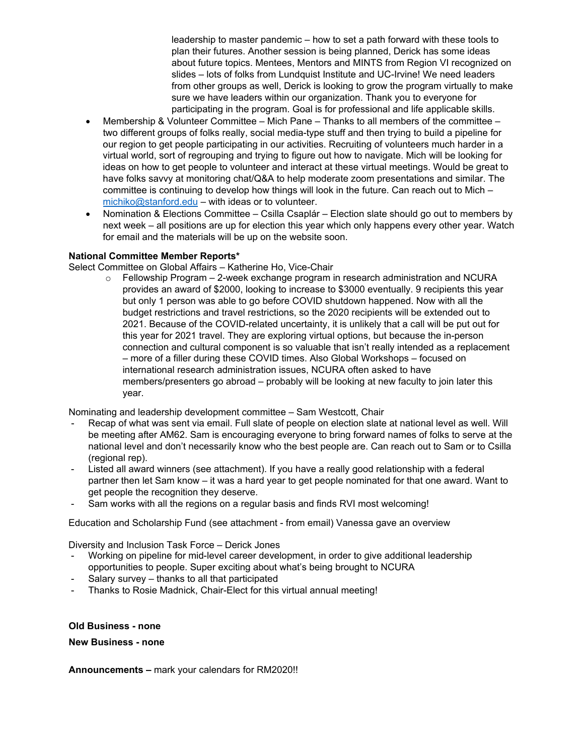leadership to master pandemic – how to set a path forward with these tools to plan their futures. Another session is being planned, Derick has some ideas about future topics. Mentees, Mentors and MINTS from Region VI recognized on slides – lots of folks from Lundquist Institute and UC-Irvine! We need leaders from other groups as well, Derick is looking to grow the program virtually to make sure we have leaders within our organization. Thank you to everyone for participating in the program. Goal is for professional and life applicable skills.

- Membership & Volunteer Committee – Mich Pane – Thanks to all members of the committee – two different groups of folks really, social media-type stuff and then trying to build a pipeline for our region to get people participating in our activities. Recruiting of volunteers much harder in a virtual world, sort of regrouping and trying to figure out how to navigate. Mich will be looking for ideas on how to get people to volunteer and interact at these virtual meetings. Would be great to have folks savvy at monitoring chat/Q&A to help moderate zoom presentations and similar. The committee is continuing to develop how things will look in the future. Can reach out to Mich – michiko@stanford.edu – with ideas or to volunteer.
- Nomination & Elections Committee – Csilla Csaplár – Election slate should go out to members by next week – all positions are up for election this year which only happens every other year. Watch for email and the materials will be up on the website soon.

**National Committee Member Reports***

Select Committee on Global Affairs – Katherine Ho, Vice-Chair

- Fellowship Program – 2-week exchange program in research administration and NCURA provides an award of $2000, looking to increase to $3000 eventually. 9 recipients this year but only 1 person was able to go before COVID shutdown happened. Now with all the budget restrictions and travel restrictions, so the 2020 recipients will be extended out to 2021. Because of the COVID-related uncertainty, it is unlikely that a call will be put out for this year for 2021 travel. They are exploring virtual options, but because the in-person connection and cultural component is so valuable that isn't really intended as a replacement – more of a filler during these COVID times. Also Global Workshops – focused on international research administration issues, NCURA often asked to have members/presenters go abroad – probably will be looking at new faculty to join later this year.

Nominating and leadership development committee – Sam Westcott, Chair

- Recap of what was sent via email. Full slate of people on election slate at national level as well. Will be meeting after AM62. Sam is encouraging everyone to bring forward names of folks to serve at the national level and don't necessarily know who the best people are. Can reach out to Sam or to Csilla (regional rep).
- Listed all award winners (see attachment). If you have a really good relationship with a federal partner then let Sam know – it was a hard year to get people nominated for that one award. Want to get people the recognition they deserve.
- Sam works with all the regions on a regular basis and finds RVI most welcoming!

Education and Scholarship Fund (see attachment - from email) Vanessa gave an overview

Diversity and Inclusion Task Force – Derick Jones

- Working on pipeline for mid-level career development, in order to give additional leadership opportunities to people. Super exciting about what's being brought to NCURA
- Salary survey – thanks to all that participated
- Thanks to Rosie Madnick, Chair-Elect for this virtual annual meeting!

**Old Business - none**

**New Business - none**

**Announcements –** mark your calendars for RM2020!!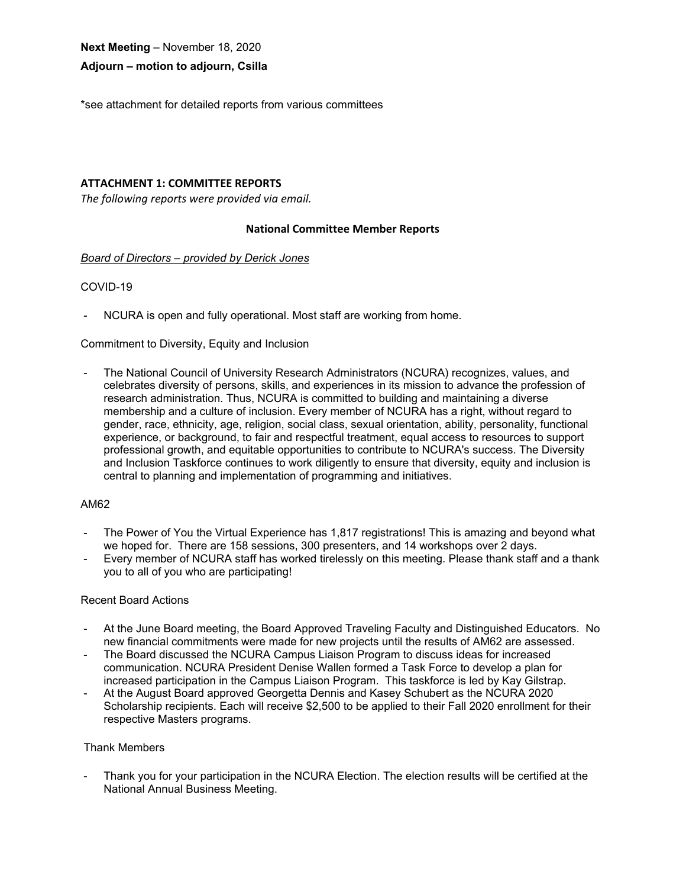**Next Meeting** – November 18, 2020

**Adjourn – motion to adjourn, Csilla**

*see attachment for detailed reports from various committees

## ATTACHMENT 1: COMMITTEE REPORTS

*The following reports were provided via email.*

### National Committee Member Reports

*Board of Directors – provided by Derick Jones*

COVID-19

- NCURA is open and fully operational. Most staff are working from home.

Commitment to Diversity, Equity and Inclusion

- The National Council of University Research Administrators (NCURA) recognizes, values, and celebrates diversity of persons, skills, and experiences in its mission to advance the profession of research administration. Thus, NCURA is committed to building and maintaining a diverse membership and a culture of inclusion. Every member of NCURA has a right, without regard to gender, race, ethnicity, age, religion, social class, sexual orientation, ability, personality, functional experience, or background, to fair and respectful treatment, equal access to resources to support professional growth, and equitable opportunities to contribute to NCURA's success. The Diversity and Inclusion Taskforce continues to work diligently to ensure that diversity, equity and inclusion is central to planning and implementation of programming and initiatives.

AM62

- The Power of You the Virtual Experience has 1,817 registrations! This is amazing and beyond what we hoped for. There are 158 sessions, 300 presenters, and 14 workshops over 2 days.
- Every member of NCURA staff has worked tirelessly on this meeting. Please thank staff and a thank you to all of you who are participating!

Recent Board Actions

- At the June Board meeting, the Board Approved Traveling Faculty and Distinguished Educators. No new financial commitments were made for new projects until the results of AM62 are assessed.
- The Board discussed the NCURA Campus Liaison Program to discuss ideas for increased communication. NCURA President Denise Wallen formed a Task Force to develop a plan for increased participation in the Campus Liaison Program. This taskforce is led by Kay Gilstrap.
- At the August Board approved Georgetta Dennis and Kasey Schubert as the NCURA 2020 Scholarship recipients. Each will receive $2,500 to be applied to their Fall 2020 enrollment for their respective Masters programs.

Thank Members

- Thank you for your participation in the NCURA Election. The election results will be certified at the National Annual Business Meeting.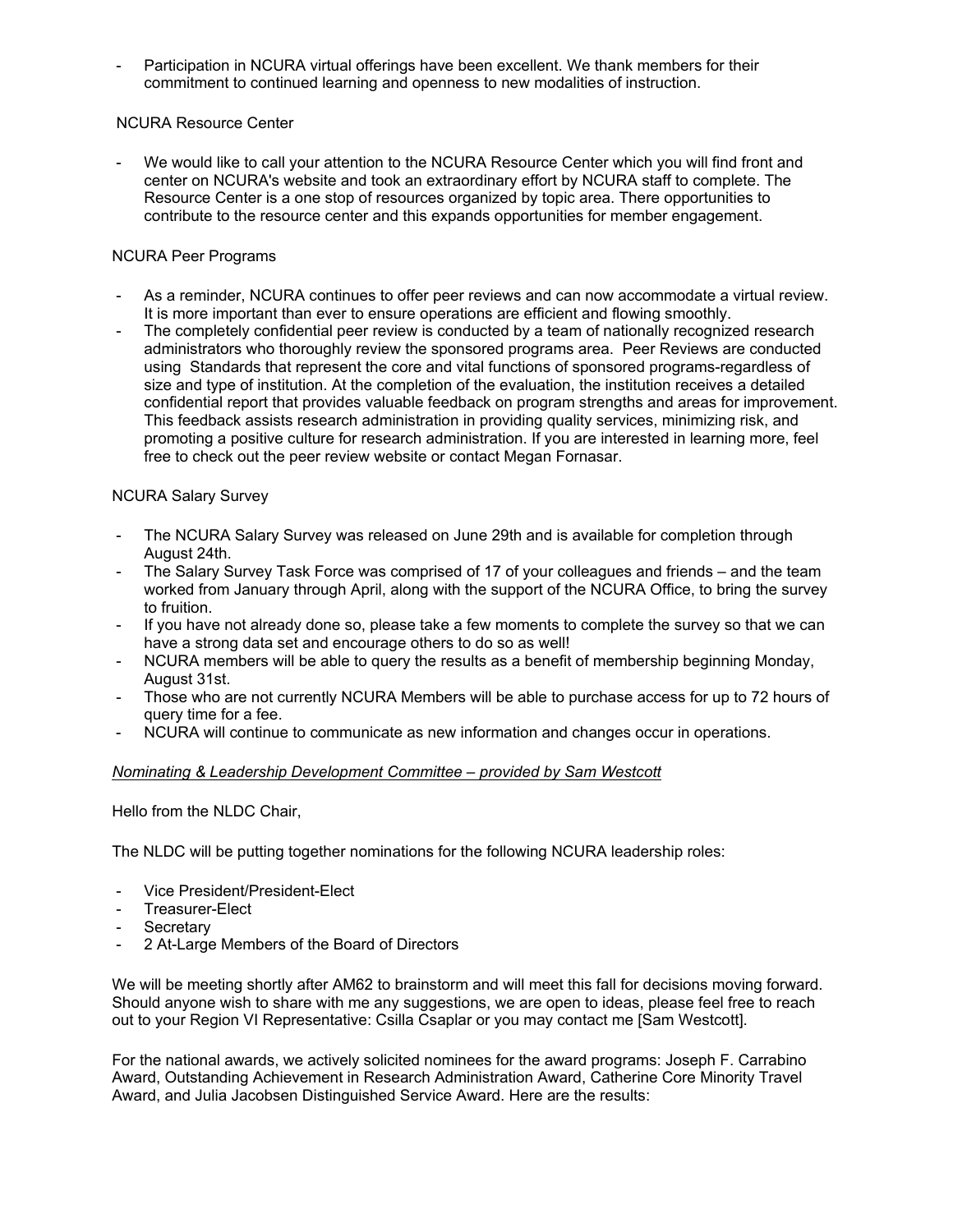- Participation in NCURA virtual offerings have been excellent. We thank members for their commitment to continued learning and openness to new modalities of instruction.

NCURA Resource Center

- We would like to call your attention to the NCURA Resource Center which you will find front and center on NCURA's website and took an extraordinary effort by NCURA staff to complete. The Resource Center is a one stop of resources organized by topic area. There opportunities to contribute to the resource center and this expands opportunities for member engagement.

NCURA Peer Programs

- As a reminder, NCURA continues to offer peer reviews and can now accommodate a virtual review. It is more important than ever to ensure operations are efficient and flowing smoothly.
- The completely confidential peer review is conducted by a team of nationally recognized research administrators who thoroughly review the sponsored programs area. Peer Reviews are conducted using Standards that represent the core and vital functions of sponsored programs-regardless of size and type of institution. At the completion of the evaluation, the institution receives a detailed confidential report that provides valuable feedback on program strengths and areas for improvement. This feedback assists research administration in providing quality services, minimizing risk, and promoting a positive culture for research administration. If you are interested in learning more, feel free to check out the peer review website or contact Megan Fornasar.

NCURA Salary Survey

- The NCURA Salary Survey was released on June 29th and is available for completion through August 24th.
- The Salary Survey Task Force was comprised of 17 of your colleagues and friends – and the team worked from January through April, along with the support of the NCURA Office, to bring the survey to fruition.
- If you have not already done so, please take a few moments to complete the survey so that we can have a strong data set and encourage others to do so as well!
- NCURA members will be able to query the results as a benefit of membership beginning Monday, August 31st.
- Those who are not currently NCURA Members will be able to purchase access for up to 72 hours of query time for a fee.
- NCURA will continue to communicate as new information and changes occur in operations.

*Nominating & Leadership Development Committee – provided by Sam Westcott*

Hello from the NLDC Chair,

The NLDC will be putting together nominations for the following NCURA leadership roles:

- Vice President/President-Elect
- Treasurer-Elect
- Secretary
- 2 At-Large Members of the Board of Directors

We will be meeting shortly after AM62 to brainstorm and will meet this fall for decisions moving forward. Should anyone wish to share with me any suggestions, we are open to ideas, please feel free to reach out to your Region VI Representative: Csilla Csaplar or you may contact me [Sam Westcott].

For the national awards, we actively solicited nominees for the award programs: Joseph F. Carrabino Award, Outstanding Achievement in Research Administration Award, Catherine Core Minority Travel Award, and Julia Jacobsen Distinguished Service Award. Here are the results: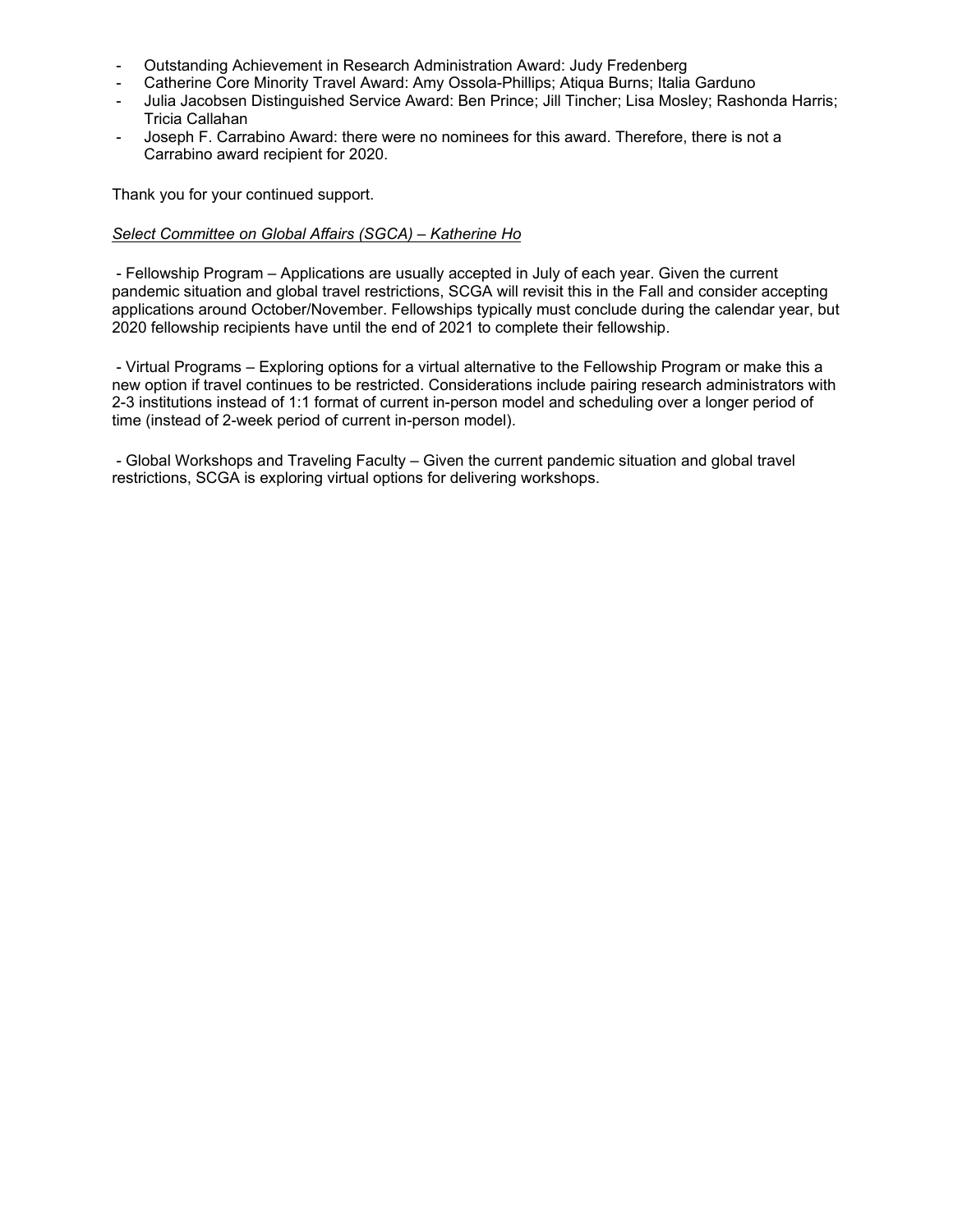- Outstanding Achievement in Research Administration Award: Judy Fredenberg
- Catherine Core Minority Travel Award: Amy Ossola-Phillips; Atiqua Burns; Italia Garduno
- Julia Jacobsen Distinguished Service Award: Ben Prince; Jill Tincher; Lisa Mosley; Rashonda Harris; Tricia Callahan
- Joseph F. Carrabino Award: there were no nominees for this award. Therefore, there is not a Carrabino award recipient for 2020.

Thank you for your continued support.

*Select Committee on Global Affairs (SGCA) – Katherine Ho*

- Fellowship Program – Applications are usually accepted in July of each year. Given the current pandemic situation and global travel restrictions, SCGA will revisit this in the Fall and consider accepting applications around October/November. Fellowships typically must conclude during the calendar year, but 2020 fellowship recipients have until the end of 2021 to complete their fellowship.

- Virtual Programs – Exploring options for a virtual alternative to the Fellowship Program or make this a new option if travel continues to be restricted. Considerations include pairing research administrators with 2-3 institutions instead of 1:1 format of current in-person model and scheduling over a longer period of time (instead of 2-week period of current in-person model).

- Global Workshops and Traveling Faculty – Given the current pandemic situation and global travel restrictions, SCGA is exploring virtual options for delivering workshops.